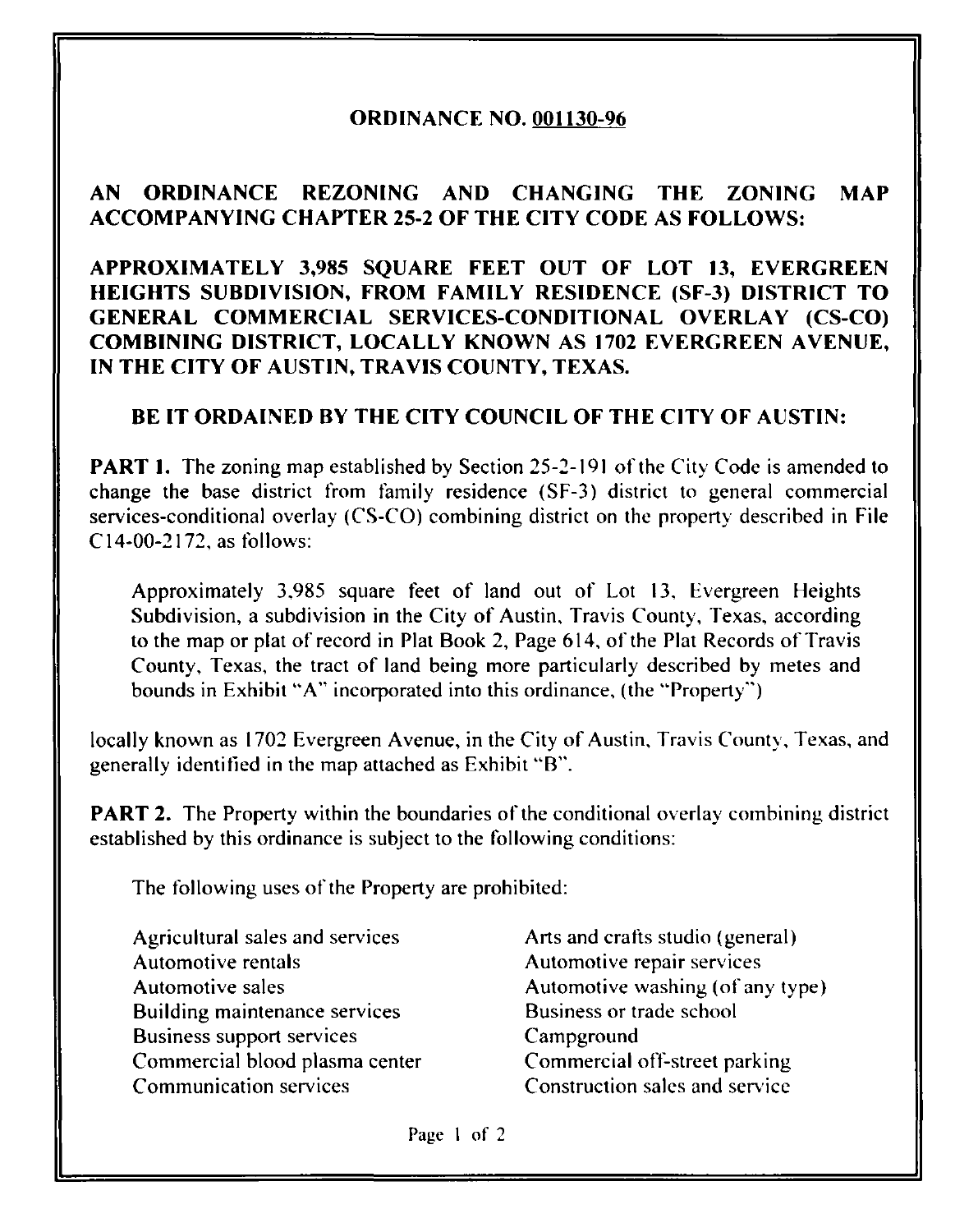# ORDINANCE NO. 001130-96

## AN ORDINANCE REZONING AND CHANGING THE ZONING MAP ACCOMPANYING CHAPTER 25-2 OF THE CITY CODE AS FOLLOWS:

## APPROXIMATELY 3,985 SQUARE FEET OUT OF LOT 13, EVERGREEN HEIGHTS SUBDIVISION, FROM FAMILY RESIDENCE (SF-3) DISTRICT TO GENERAL COMMERCIAL SERVICES-CONDITIONAL OVERLAY (CS-CO) COMBINING DISTRICT, LOCALLY KNOWN AS 1702 EVERGREEN AVENUE, IN THE CITY OF AUSTIN, TRAVIS COUNTY, TEXAS.

**BE IT ORDAINED BY THE CITY COUNCIL OF THE CITY OF AUSTIN:**

**PART 1.** The zoning map established by Section 25-2-191 of the City Code is amended to change the base district from family residence (SF-3) district to general commercial services-conditional overlay (CS-CO) combining district on the property described in File C14-00-2172, as follows:

> Approximately 3,985 square feet of land out of Lot 13, Evergreen Heights Subdivision, a subdivision in the City of Austin, Travis County, Texas, according to the map or plat of record in Plat Book 2, Page 614, of the Plat Records of Travis County, Texas, the tract of land being more particularly described by metes and bounds in Exhibit "A" incorporated into this ordinance, (the "Property")

locally known as 1702 Evergreen Avenue, in the City of Austin, Travis County, Texas, and generally identified in the map attached as Exhibit "B".

**PART 2.** The Property within the boundaries of the conditional overlay combining district established by this ordinance is subject to the following conditions:

The following uses of the Property are prohibited:

- Agricultural sales and services
- Arts and crafts studio (general)
- Automotive rentals
- Automotive repair services
- Automotive sales
- Automotive washing (of any type)
- Building maintenance services
- Business or trade school
- Business support services
- Campground
- Commercial blood plasma center
- Commercial off-street parking
- Communication services
- Construction sales and service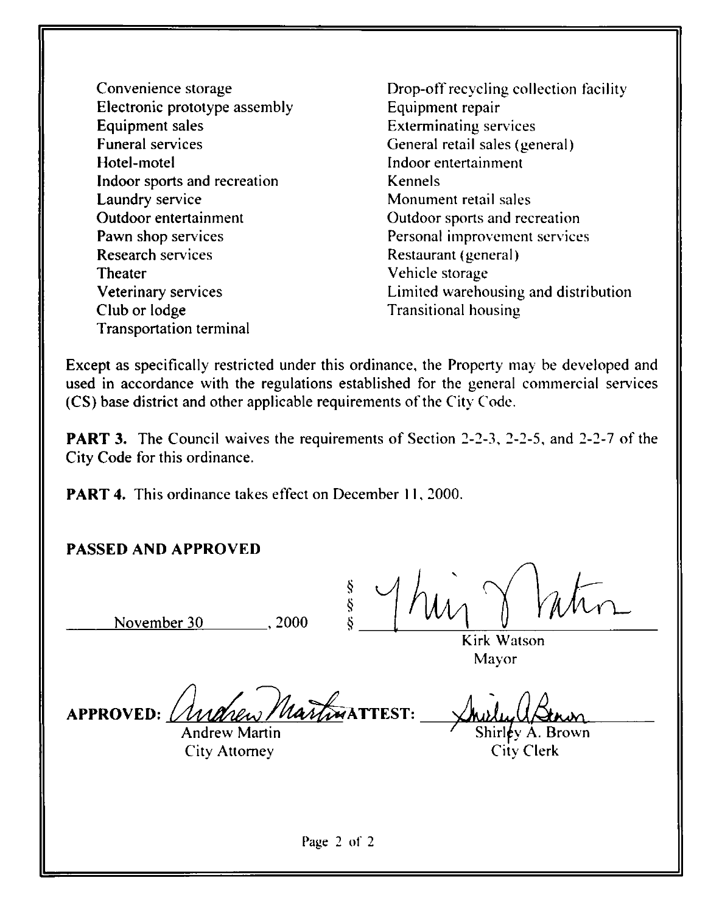- Convenience storage
- Electronic prototype assembly
- Equipment sales
- Funeral services
- Hotel-motel
- Indoor sports and recreation
- Laundry service
- Outdoor entertainment
- Pawn shop services
- Research services
- Theater
- Veterinary services
- Club or lodge
- Transportation terminal
- Drop-off recycling collection facility
- Equipment repair
- Exterminating services
- General retail sales (general)
- Indoor entertainment
- Kennels
- Monument retail sales
- Outdoor sports and recreation
- Personal improvement services
- Restaurant (general)
- Vehicle storage
- Limited warehousing and distribution
- Transitional housing

Except as specifically restricted under this ordinance, the Property may be developed and used in accordance with the regulations established for the general commercial services (CS) base district and other applicable requirements of the City Code.

**PART 3.** The Council waives the requirements of Section 2-2-3, 2-2-5, and 2-2-7 of the City Code for this ordinance.

**PART 4.** This ordinance takes effect on December 11, 2000.

**PASSED AND APPROVED**

November 30, 2000 § § §

Kirk Watson
Mayor

**APPROVED:** Andrew Martin
City Attorney

**ATTEST:** Shirley A. Brown
City Clerk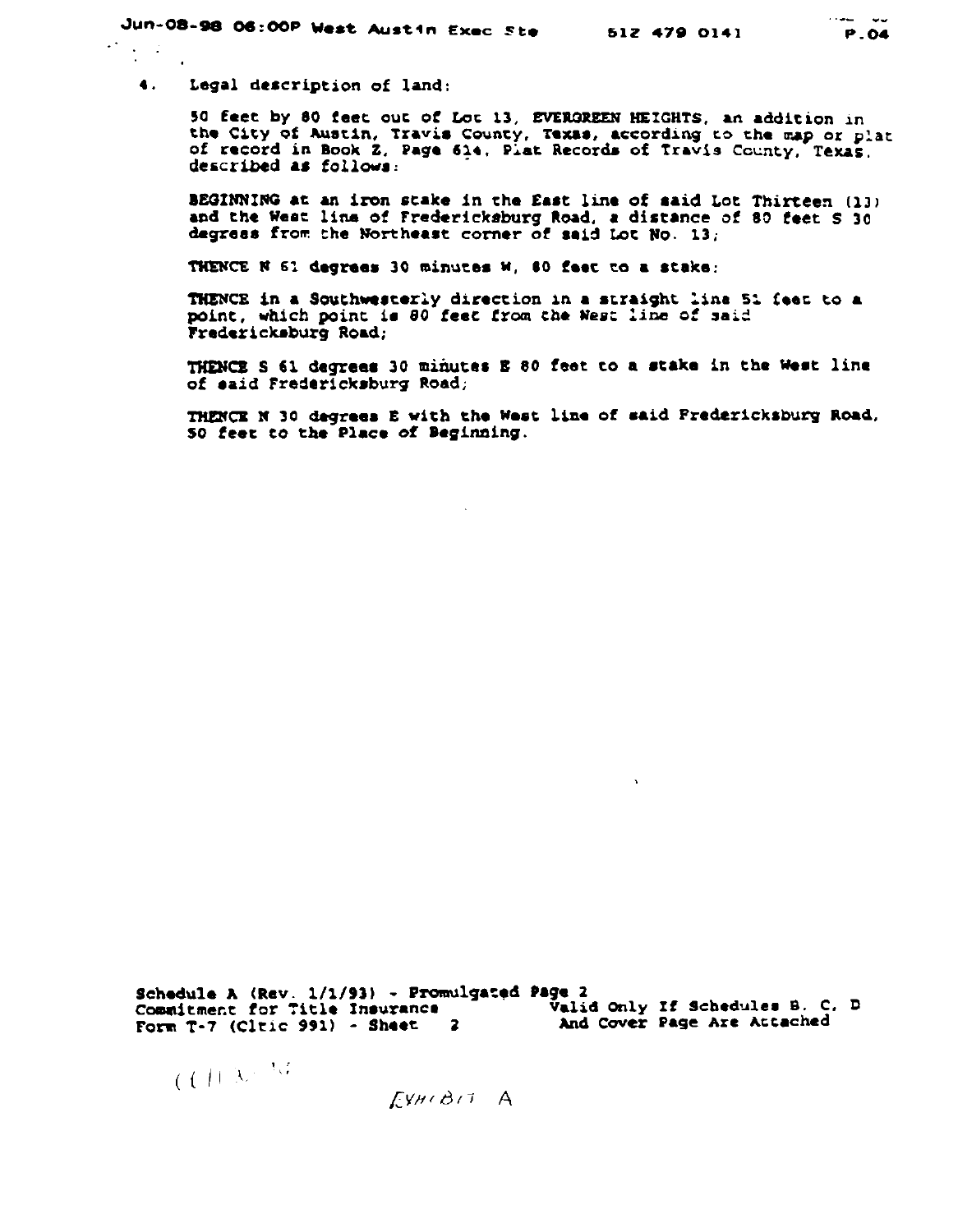4. Legal description of land:

50 feet by 80 feet out of Lot 13, EVERGREEN HEIGHTS, an addition in the City of Austin, Travis County, Texas, according to the map or plat of record in Book Z, Page 614, Plat Records of Travis County, Texas, described as follows:

BEGINNING at an iron stake in the East line of said Lot Thirteen (13) and the West line of Fredericksburg Road, a distance of 80 feet S 30 degrees from the Northeast corner of said Lot No. 13;

THENCE N 61 degrees 30 minutes W, 80 feet to a stake;

THENCE in a Southwesterly direction in a straight line 51 feet to a point, which point is 80 feet from the West line of said Fredericksburg Road;

THENCE S 61 degrees 30 minutes E 80 feet to a stake in the West line of said Fredericksburg Road;

THENCE N 30 degrees E with the West line of said Fredericksburg Road, 50 feet to the Place of Beginning.

Schedule A (Rev. 1/1/93) - Promulgated Page 2
Commitment for Title Insurance
Form T-7 (Citic 991) - Sheet 2

Valid Only If Schedules B, C, D And Cover Page Are Attached

EXHIBIT A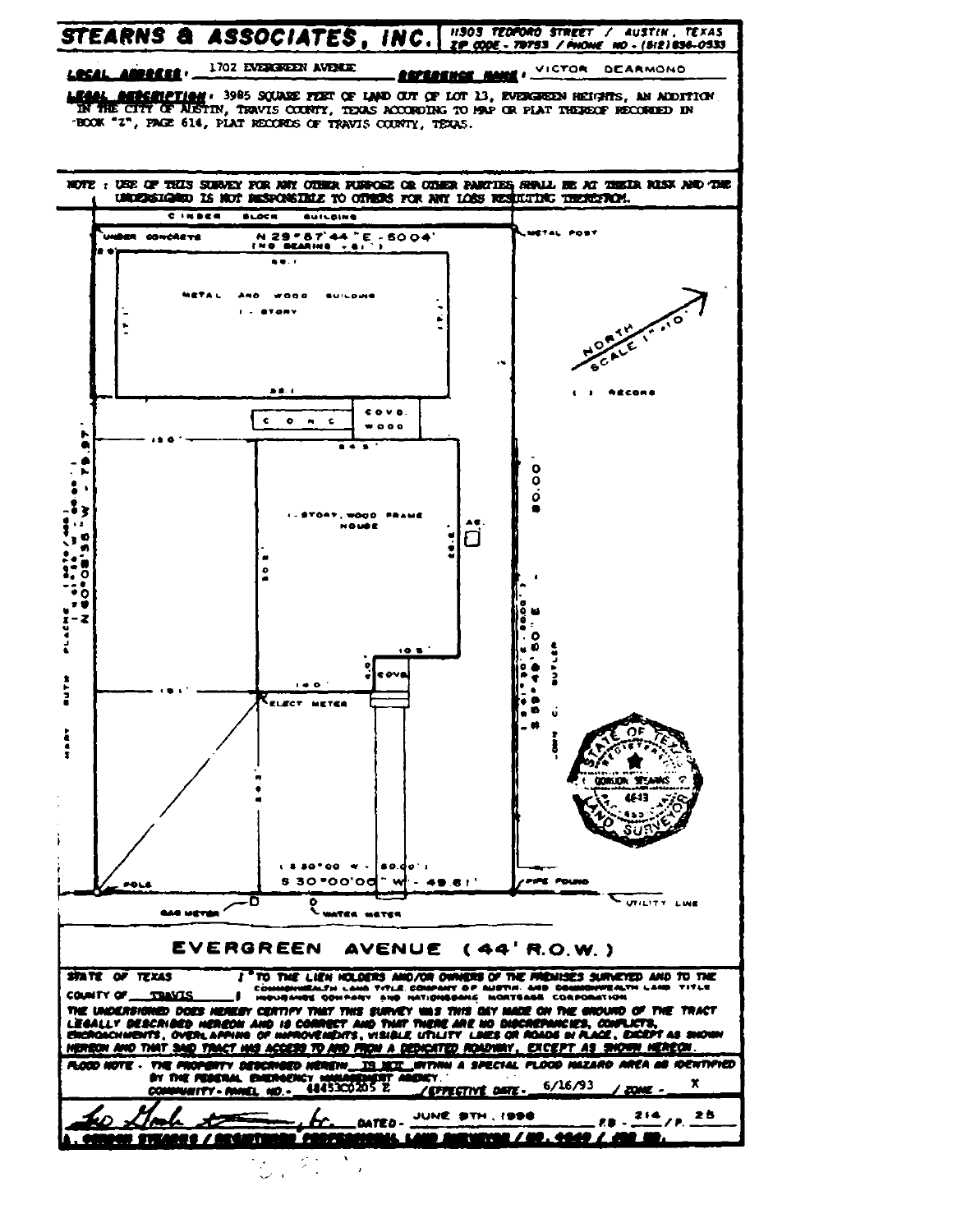# STEARNS & ASSOCIATES, INC.

11903 TEDFORD STREET / AUSTIN, TEXAS
ZIP CODE - 78753 / PHONE NO - (512) 836-0533

**LOCAL ADDRESS:** 1702 EVERGREEN AVENUE **REFERENCE NAME:** VICTOR DEARMOND

**LEGAL DESCRIPTION:** 3985 SQUARE FEET OF LAND OUT OF LOT 13, EVERGREEN HEIGHTS, AN ADDITION IN THE CITY OF AUSTIN, TRAVIS COUNTY, TEXAS ACCORDING TO MAP OR PLAT THEREOF RECORDED IN BOOK "Z", PAGE 614, PLAT RECORDS OF TRAVIS COUNTY, TEXAS.

NOTE : USE OF THIS SURVEY FOR ANY OTHER PURPOSE OR OTHER PARTIES SHALL BE AT THEIR RISK AND THE UNDERSIGNED IS NOT RESPONSIBLE TO OTHERS FOR ANY LOSS RESULTING THEREFROM.

CINDER BLOCK BUILDING

UNDER CONCRETE

N 29°57'44" E - 50.04'
(NO BEARING - 51')

METAL POST

METAL AND WOOD BUILDING
1 - STORY

NORTH
SCALE 1" = 10'

( ) RECORD

CONC

COVD. WOOD

1 - STORY, WOOD FRAME HOUSE

AC

COVD.

ELECT METER

N 60°08'36" W - 79.97'

S 59°49'50" E - 80.00'

MARY RUTH PLACKE

JOHN C. BUTLER

POLE

PIPE FOUND

(S 30°00' W - 50.00')

S 30°00'00" W - 49.61'

UTILITY LINE

GAS METER

WATER METER

EVERGREEN AVENUE (44' R.O.W.)

STATE OF TEXAS
COUNTY OF TRAVIS

TO THE LIEN HOLDERS AND/OR OWNERS OF THE PREMISES SURVEYED AND TO THE COMMONWEALTH LAND TITLE COMPANY OF AUSTIN AND COMMONWEALTH LAND TITLE INSURANCE COMPANY AND NATIONSBANC MORTGAGE CORPORATION

THE UNDERSIGNED DOES HEREBY CERTIFY THAT THIS SURVEY WAS THIS DAY MADE ON THE GROUND OF THE TRACT LEGALLY DESCRIBED HEREON AND IS CORRECT AND THAT THERE ARE NO DISCREPANCIES, CONFLICTS, ENCROACHMENTS, OVERLAPPING OF IMPROVEMENTS, VISIBLE UTILITY LINES OR ROADS IN PLACE, EXCEPT AS SHOWN HEREON AND THAT SAID TRACT HAS ACCESS TO AND FROM A DEDICATED ROADWAY, EXCEPT AS SHOWN HEREON.

FLOOD NOTE - THE PROPERTY DESCRIBED HEREIN IS NOT WITHIN A SPECIAL FLOOD HAZARD AREA AS IDENTIFIED BY THE FEDERAL EMERGENCY MANAGEMENT AGENCY.
COMMUNITY-PANEL NO.- 48453C0205 E / EFFECTIVE DATE - 6/16/93 / ZONE - X

DATED - JUNE 9TH, 1998 F.B. - 214 / P. 25

A. GORDON STEARNS / REGISTERED PROFESSIONAL LAND SURVEYOR / NO. 4649 / JOB NO.

STATE OF TEXAS REGISTERED GORDON STEARNS 4649 LAND SURVEYOR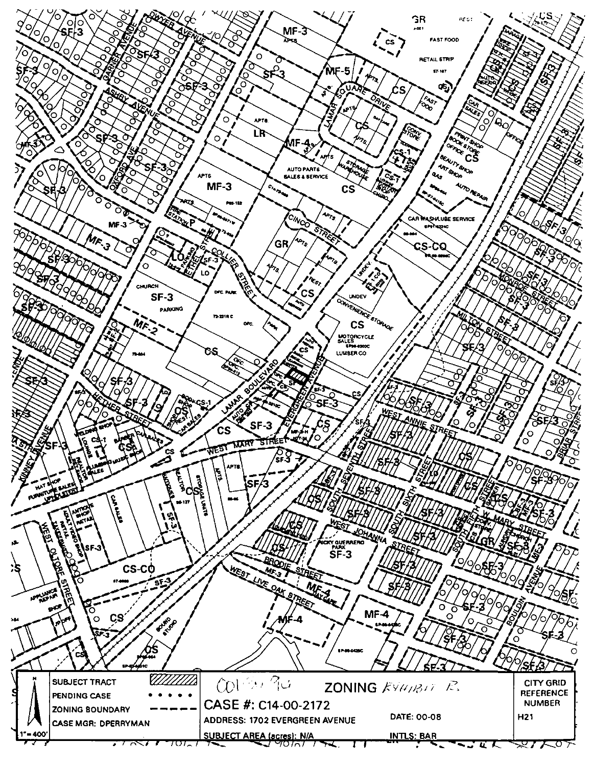SUBJECT TRACT

PENDING CASE

ZONING BOUNDARY

CASE MGR: DPERRYMAN

1" = 400'

ZONING

CASE #: C14-00-2172

ADDRESS: 1702 EVERGREEN AVENUE

SUBJECT AREA (acres): N/A

DATE: 00-08

INTLS: BAR

CITY GRID REFERENCE NUMBER

H21